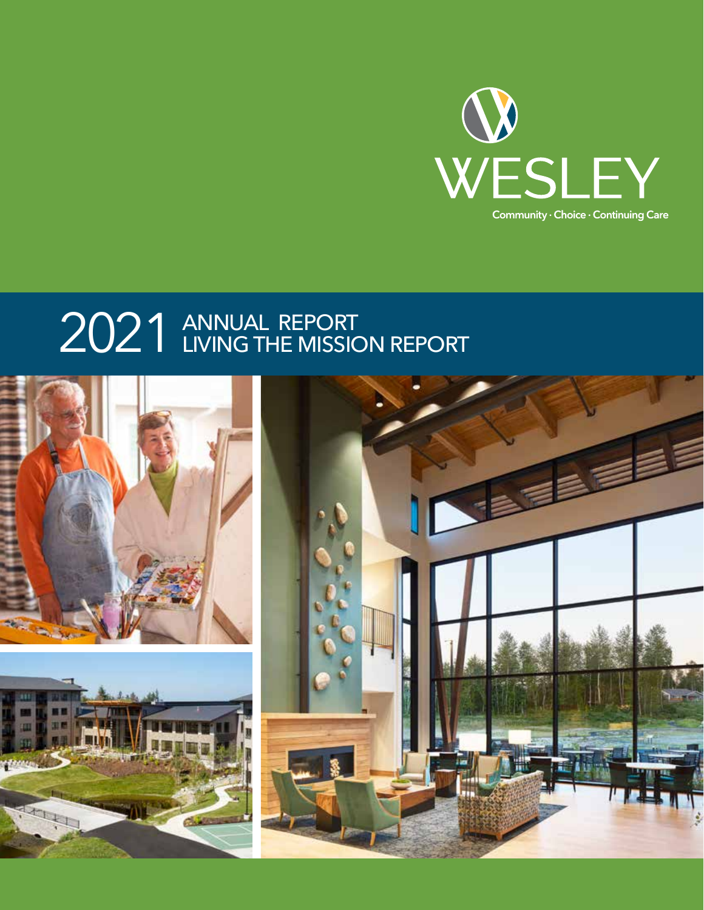WESLEY

Community · Choice · Continuing Care

# 2021 ANNUAL REPORT LIVING THE MISSION REPORT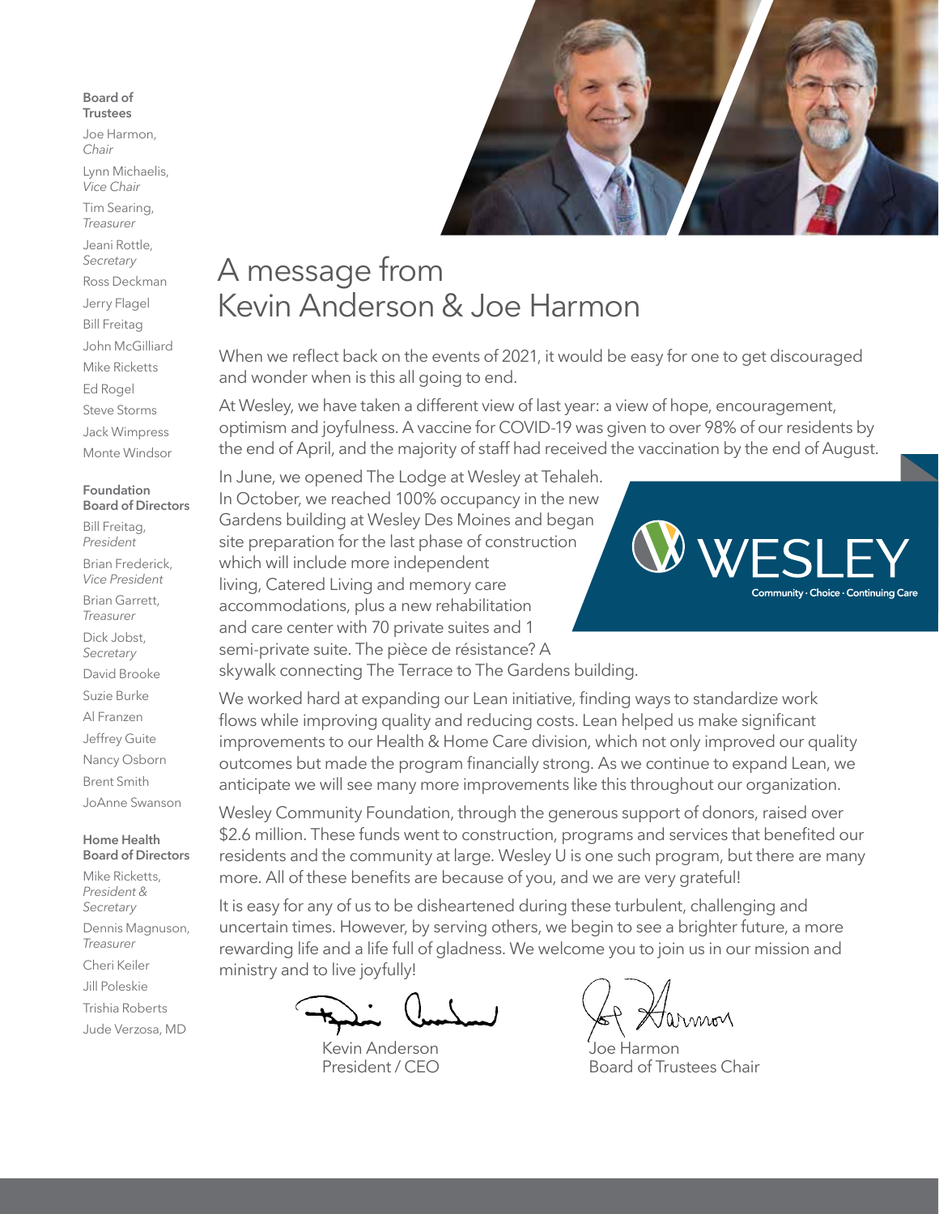**Board of Trustees**

Joe Harmon, *Chair*

Lynn Michaelis, *Vice Chair*

Tim Searing, *Treasurer*

Jeani Rottle, *Secretary*

Ross Deckman

Jerry Flagel

Bill Freitag

John McGilliard

Mike Ricketts

Ed Rogel

Steve Storms

Jack Wimpress

Monte Windsor

**Foundation Board of Directors**

Bill Freitag, *President*

Brian Frederick, *Vice President*

Brian Garrett, *Treasurer*

Dick Jobst, *Secretary*

David Brooke

Suzie Burke

Al Franzen

Jeffrey Guite

Nancy Osborn

Brent Smith

JoAnne Swanson

**Home Health Board of Directors**

Mike Ricketts, *President & Secretary*

Dennis Magnuson, *Treasurer*

Cheri Keiler

Jill Poleskie

Trishia Roberts

Jude Verzosa, MD

# A message from Kevin Anderson & Joe Harmon

When we reflect back on the events of 2021, it would be easy for one to get discouraged and wonder when is this all going to end.

At Wesley, we have taken a different view of last year: a view of hope, encouragement, optimism and joyfulness. A vaccine for COVID-19 was given to over 98% of our residents by the end of April, and the majority of staff had received the vaccination by the end of August.

In June, we opened The Lodge at Wesley at Tehaleh. In October, we reached 100% occupancy in the new Gardens building at Wesley Des Moines and began site preparation for the last phase of construction which will include more independent living, Catered Living and memory care accommodations, plus a new rehabilitation and care center with 70 private suites and 1 semi-private suite. The pièce de résistance? A skywalk connecting The Terrace to The Gardens building.

WESLEY
Community · Choice · Continuing Care

We worked hard at expanding our Lean initiative, finding ways to standardize work flows while improving quality and reducing costs. Lean helped us make significant improvements to our Health & Home Care division, which not only improved our quality outcomes but made the program financially strong. As we continue to expand Lean, we anticipate we will see many more improvements like this throughout our organization.

Wesley Community Foundation, through the generous support of donors, raised over $2.6 million. These funds went to construction, programs and services that benefited our residents and the community at large. Wesley U is one such program, but there are many more. All of these benefits are because of you, and we are very grateful!

It is easy for any of us to be disheartened during these turbulent, challenging and uncertain times. However, by serving others, we begin to see a brighter future, a more rewarding life and a life full of gladness. We welcome you to join us in our mission and ministry and to live joyfully!

Kevin Anderson
President / CEO

Joe Harmon
Board of Trustees Chair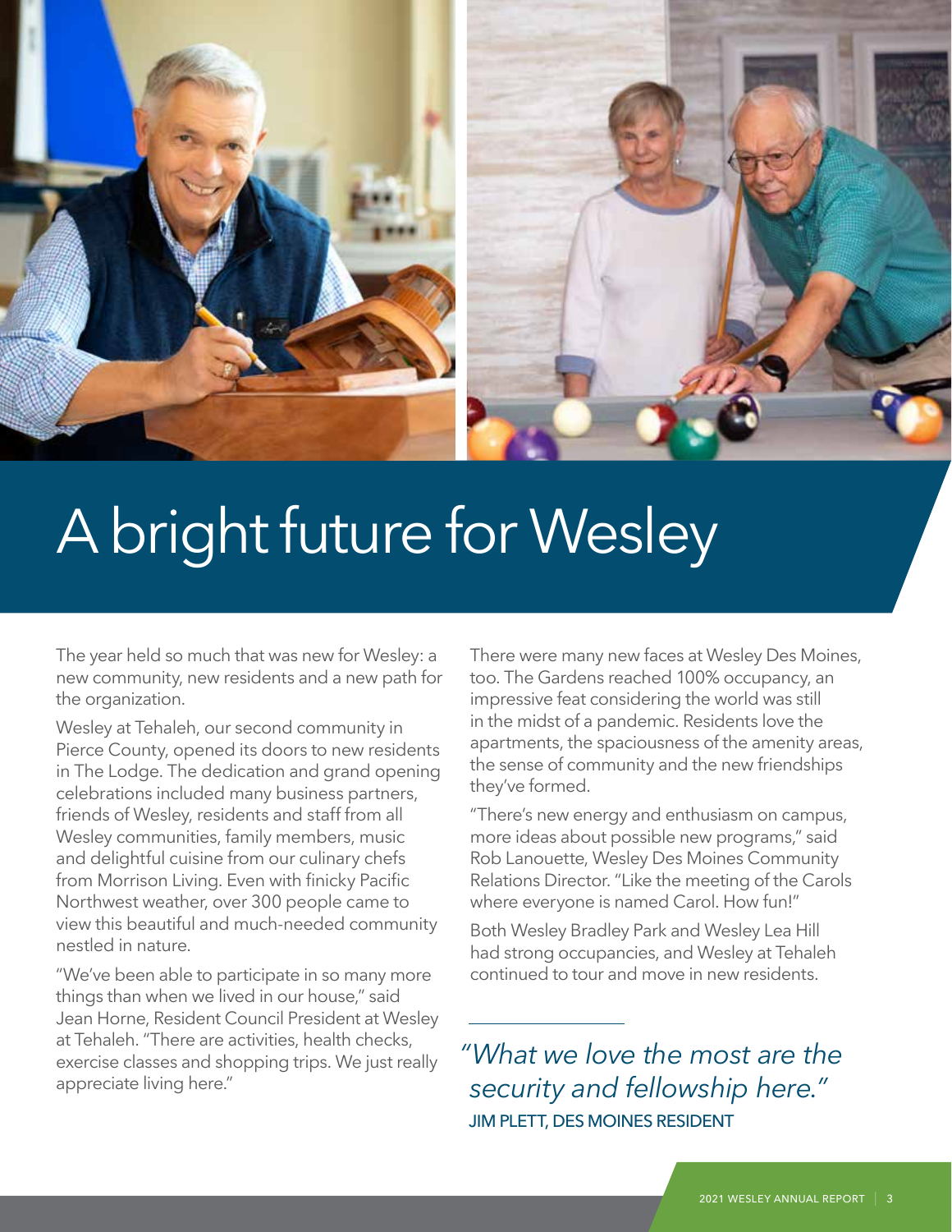# A bright future for Wesley

The year held so much that was new for Wesley: a new community, new residents and a new path for the organization.

Wesley at Tehaleh, our second community in Pierce County, opened its doors to new residents in The Lodge. The dedication and grand opening celebrations included many business partners, friends of Wesley, residents and staff from all Wesley communities, family members, music and delightful cuisine from our culinary chefs from Morrison Living. Even with finicky Pacific Northwest weather, over 300 people came to view this beautiful and much-needed community nestled in nature.

"We've been able to participate in so many more things than when we lived in our house," said Jean Horne, Resident Council President at Wesley at Tehaleh. "There are activities, health checks, exercise classes and shopping trips. We just really appreciate living here."

There were many new faces at Wesley Des Moines, too. The Gardens reached 100% occupancy, an impressive feat considering the world was still in the midst of a pandemic. Residents love the apartments, the spaciousness of the amenity areas, the sense of community and the new friendships they've formed.

"There's new energy and enthusiasm on campus, more ideas about possible new programs," said Rob Lanouette, Wesley Des Moines Community Relations Director. "Like the meeting of the Carols where everyone is named Carol. How fun!"

Both Wesley Bradley Park and Wesley Lea Hill had strong occupancies, and Wesley at Tehaleh continued to tour and move in new residents.

*"What we love the most are the security and fellowship here."*
JIM PLETT, DES MOINES RESIDENT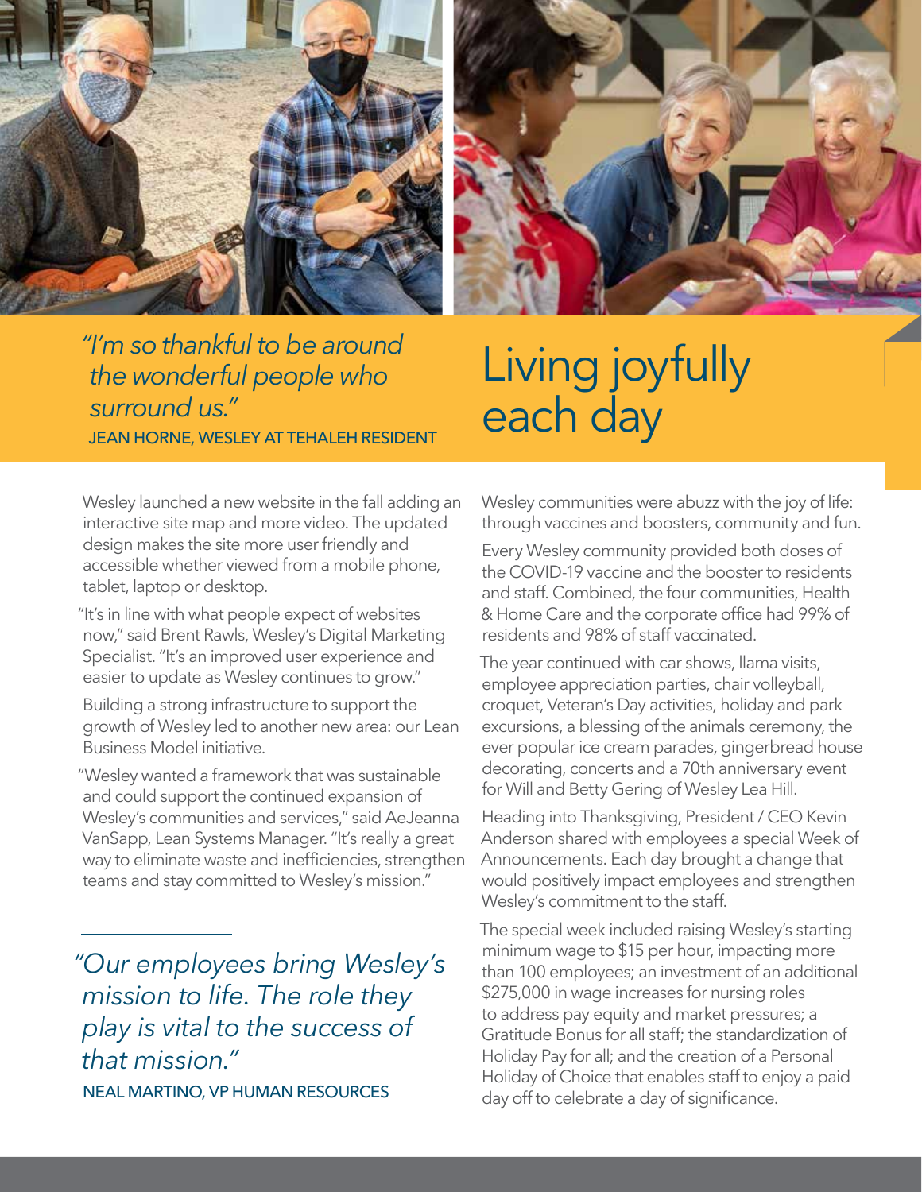*"I'm so thankful to be around the wonderful people who surround us."*

JEAN HORNE, WESLEY AT TEHALEH RESIDENT

# Living joyfully each day

Wesley launched a new website in the fall adding an interactive site map and more video. The updated design makes the site more user friendly and accessible whether viewed from a mobile phone, tablet, laptop or desktop.

"It's in line with what people expect of websites now," said Brent Rawls, Wesley's Digital Marketing Specialist. "It's an improved user experience and easier to update as Wesley continues to grow."

Building a strong infrastructure to support the growth of Wesley led to another new area: our Lean Business Model initiative.

"Wesley wanted a framework that was sustainable and could support the continued expansion of Wesley's communities and services," said AeJeanna VanSapp, Lean Systems Manager. "It's really a great way to eliminate waste and inefficiencies, strengthen teams and stay committed to Wesley's mission."

*"Our employees bring Wesley's mission to life. The role they play is vital to the success of that mission."*

NEAL MARTINO, VP HUMAN RESOURCES

Wesley communities were abuzz with the joy of life: through vaccines and boosters, community and fun.

Every Wesley community provided both doses of the COVID-19 vaccine and the booster to residents and staff. Combined, the four communities, Health & Home Care and the corporate office had 99% of residents and 98% of staff vaccinated.

The year continued with car shows, llama visits, employee appreciation parties, chair volleyball, croquet, Veteran's Day activities, holiday and park excursions, a blessing of the animals ceremony, the ever popular ice cream parades, gingerbread house decorating, concerts and a 70th anniversary event for Will and Betty Gering of Wesley Lea Hill.

Heading into Thanksgiving, President / CEO Kevin Anderson shared with employees a special Week of Announcements. Each day brought a change that would positively impact employees and strengthen Wesley's commitment to the staff.

The special week included raising Wesley's starting minimum wage to $15 per hour, impacting more than 100 employees; an investment of an additional $275,000 in wage increases for nursing roles to address pay equity and market pressures; a Gratitude Bonus for all staff; the standardization of Holiday Pay for all; and the creation of a Personal Holiday of Choice that enables staff to enjoy a paid day off to celebrate a day of significance.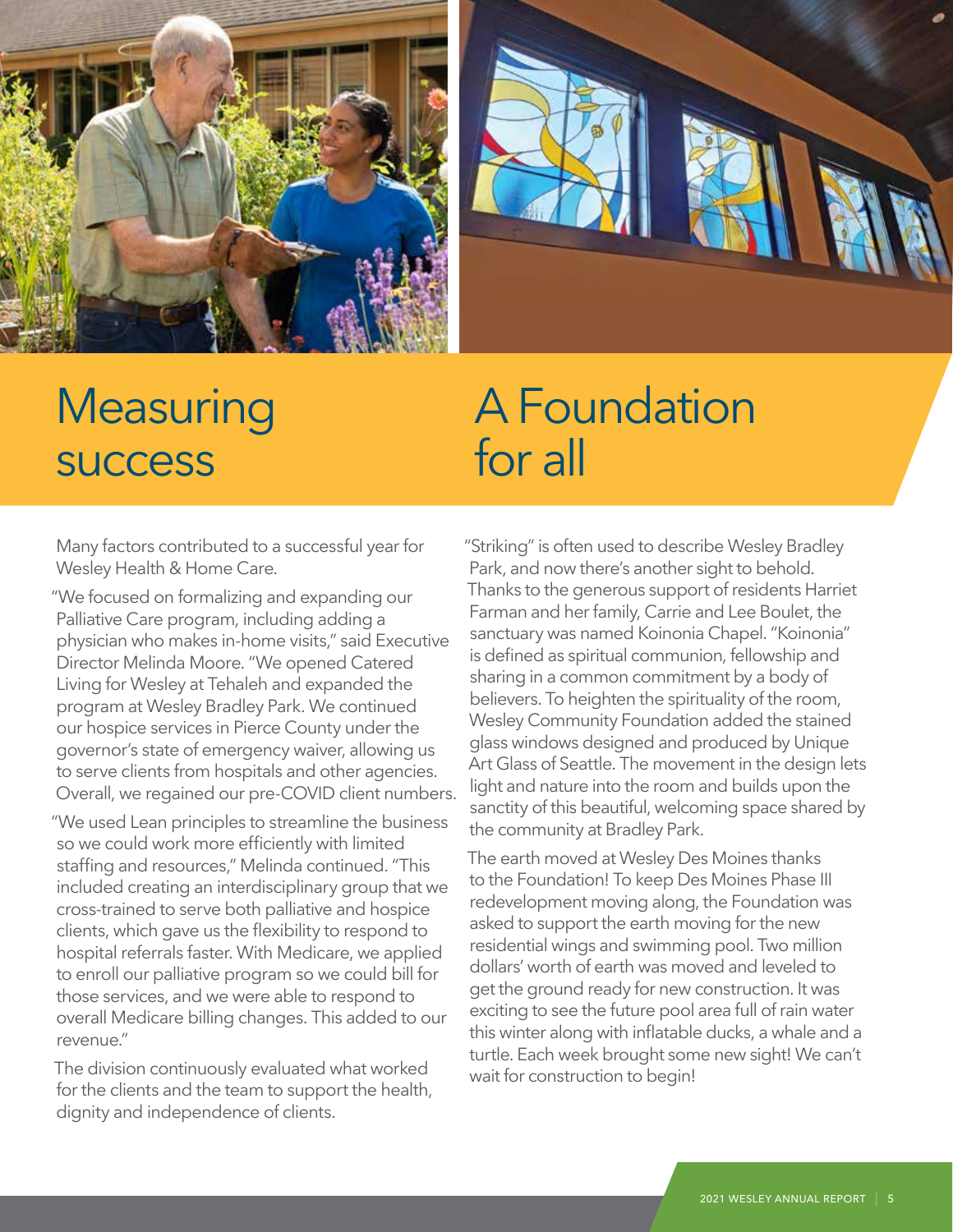# Measuring success

Many factors contributed to a successful year for Wesley Health & Home Care.

"We focused on formalizing and expanding our Palliative Care program, including adding a physician who makes in-home visits," said Executive Director Melinda Moore. "We opened Catered Living for Wesley at Tehaleh and expanded the program at Wesley Bradley Park. We continued our hospice services in Pierce County under the governor's state of emergency waiver, allowing us to serve clients from hospitals and other agencies. Overall, we regained our pre-COVID client numbers.

"We used Lean principles to streamline the business so we could work more efficiently with limited staffing and resources," Melinda continued. "This included creating an interdisciplinary group that we cross-trained to serve both palliative and hospice clients, which gave us the flexibility to respond to hospital referrals faster. With Medicare, we applied to enroll our palliative program so we could bill for those services, and we were able to respond to overall Medicare billing changes. This added to our revenue."

The division continuously evaluated what worked for the clients and the team to support the health, dignity and independence of clients.

# A Foundation for all

"Striking" is often used to describe Wesley Bradley Park, and now there's another sight to behold. Thanks to the generous support of residents Harriet Farman and her family, Carrie and Lee Boulet, the sanctuary was named Koinonia Chapel. "Koinonia" is defined as spiritual communion, fellowship and sharing in a common commitment by a body of believers. To heighten the spirituality of the room, Wesley Community Foundation added the stained glass windows designed and produced by Unique Art Glass of Seattle. The movement in the design lets light and nature into the room and builds upon the sanctity of this beautiful, welcoming space shared by the community at Bradley Park.

The earth moved at Wesley Des Moines thanks to the Foundation! To keep Des Moines Phase III redevelopment moving along, the Foundation was asked to support the earth moving for the new residential wings and swimming pool. Two million dollars' worth of earth was moved and leveled to get the ground ready for new construction. It was exciting to see the future pool area full of rain water this winter along with inflatable ducks, a whale and a turtle. Each week brought some new sight! We can't wait for construction to begin!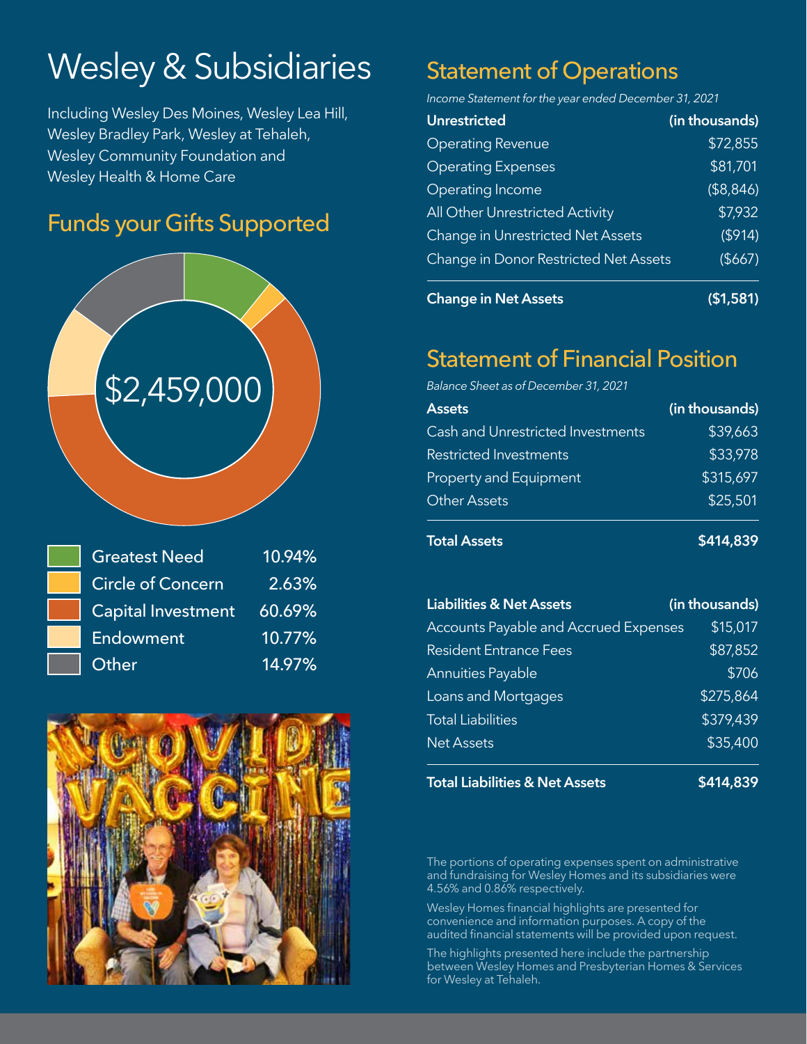# Wesley & Subsidiaries

Including Wesley Des Moines, Wesley Lea Hill, Wesley Bradley Park, Wesley at Tehaleh, Wesley Community Foundation and Wesley Health & Home Care

## Funds your Gifts Supported

$2,459,000

| Fund | Percentage |
|---|---|
| Greatest Need | 10.94% |
| Circle of Concern | 2.63% |
| Capital Investment | 60.69% |
| Endowment | 10.77% |
| Other | 14.97% |

## Statement of Operations

*Income Statement for the year ended December 31, 2021*

| **Unrestricted** | **(in thousands)** |
|---|---|
| Operating Revenue | $72,855 |
| Operating Expenses | $81,701 |
| Operating Income | ($8,846) |
| All Other Unrestricted Activity | $7,932 |
| Change in Unrestricted Net Assets | ($914) |
| Change in Donor Restricted Net Assets | ($667) |
| **Change in Net Assets** | **($1,581)** |

## Statement of Financial Position

*Balance Sheet as of December 31, 2021*

| **Assets** | **(in thousands)** |
|---|---|
| Cash and Unrestricted Investments | $39,663 |
| Restricted Investments | $33,978 |
| Property and Equipment | $315,697 |
| Other Assets | $25,501 |
| **Total Assets** | **$414,839** |

| **Liabilities & Net Assets** | **(in thousands)** |
|---|---|
| Accounts Payable and Accrued Expenses | $15,017 |
| Resident Entrance Fees | $87,852 |
| Annuities Payable | $706 |
| Loans and Mortgages | $275,864 |
| Total Liabilities | $379,439 |
| Net Assets | $35,400 |
| **Total Liabilities & Net Assets** | **$414,839** |

The portions of operating expenses spent on administrative and fundraising for Wesley Homes and its subsidiaries were 4.56% and 0.86% respectively.

Wesley Homes financial highlights are presented for convenience and information purposes. A copy of the audited financial statements will be provided upon request.

The highlights presented here include the partnership between Wesley Homes and Presbyterian Homes & Services for Wesley at Tehaleh.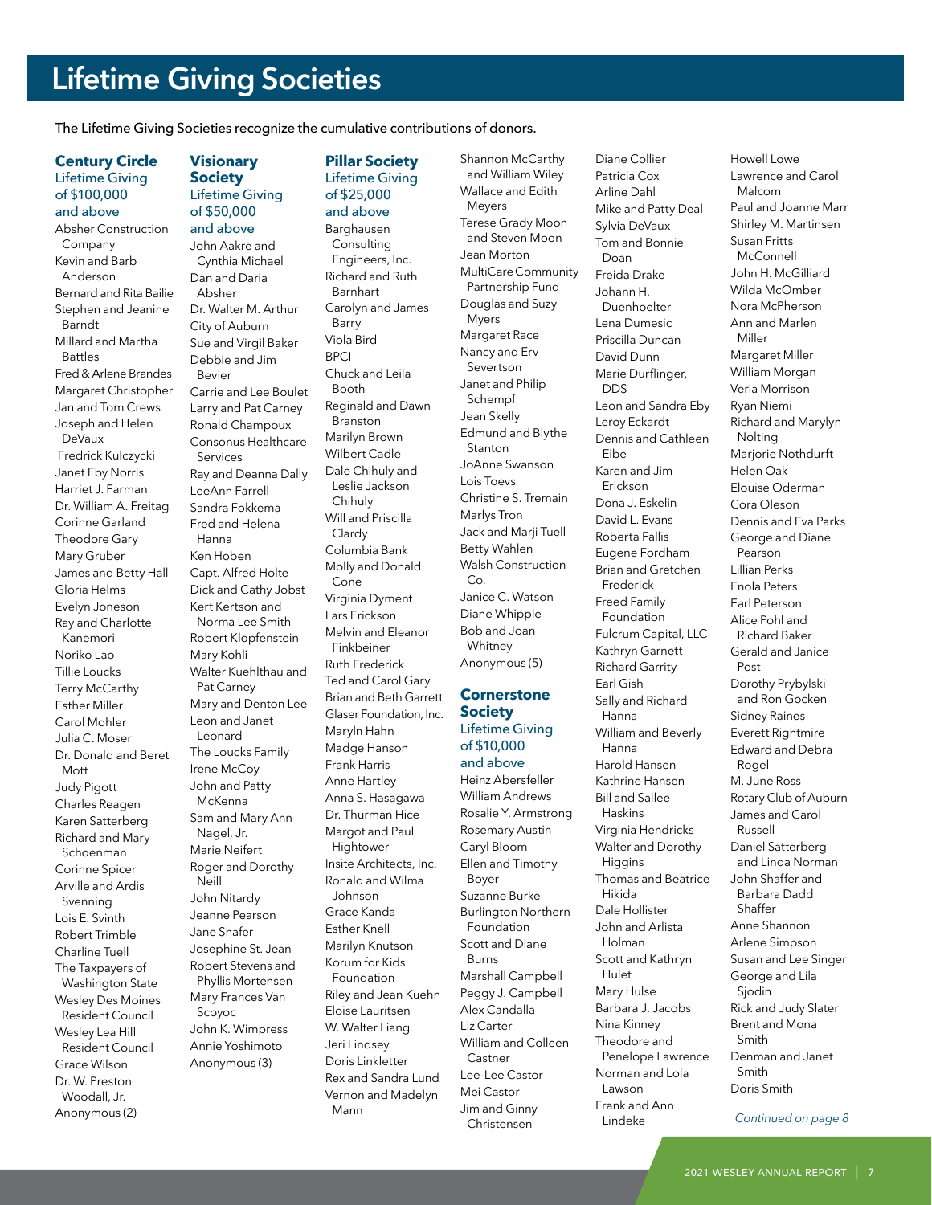# Lifetime Giving Societies

The Lifetime Giving Societies recognize the cumulative contributions of donors.

## Century Circle
### Lifetime Giving of $100,000 and above

Absher Construction Company
Kevin and Barb Anderson
Bernard and Rita Bailie
Stephen and Jeanine Barndt
Millard and Martha Battles
Fred & Arlene Brandes
Margaret Christopher
Jan and Tom Crews
Joseph and Helen DeVaux
Fredrick Kulczycki
Janet Eby Norris
Harriet J. Farman
Dr. William A. Freitag
Corinne Garland
Theodore Gary
Mary Gruber
James and Betty Hall
Gloria Helms
Evelyn Joneson
Ray and Charlotte Kanemori
Noriko Lao
Tillie Loucks
Terry McCarthy
Esther Miller
Carol Mohler
Julia C. Moser
Dr. Donald and Beret Mott
Judy Pigott
Charles Reagen
Karen Satterberg
Richard and Mary Schoenman
Corinne Spicer
Arville and Ardis Svenning
Lois E. Svinth
Robert Trimble
Charline Tuell
The Taxpayers of Washington State
Wesley Des Moines Resident Council
Wesley Lea Hill Resident Council
Grace Wilson
Dr. W. Preston Woodall, Jr.
Anonymous (2)

## Visionary Society
### Lifetime Giving of $50,000 and above

John Aakre and Cynthia Michael
Dan and Daria Absher
Dr. Walter M. Arthur
City of Auburn
Sue and Virgil Baker
Debbie and Jim Bevier
Carrie and Lee Boulet
Larry and Pat Carney
Ronald Champoux
Consonus Healthcare Services
Ray and Deanna Dally
LeeAnn Farrell
Sandra Fokkema
Fred and Helena Hanna
Ken Hoben
Capt. Alfred Holte
Dick and Cathy Jobst
Kert Kertson and Norma Lee Smith
Robert Klopfenstein
Mary Kohli
Walter Kuehlthau and Pat Carney
Mary and Denton Lee
Leon and Janet Leonard
The Loucks Family
Irene McCoy
John and Patty McKenna
Sam and Mary Ann Nagel, Jr.
Marie Neifert
Roger and Dorothy Neill
John Nitardy
Jeanne Pearson
Jane Shafer
Josephine St. Jean
Robert Stevens and Phyllis Mortensen
Mary Frances Van Scoyoc
John K. Wimpress
Annie Yoshimoto
Anonymous (3)

## Pillar Society
### Lifetime Giving of $25,000 and above

Barghausen Consulting Engineers, Inc.
Richard and Ruth Barnhart
Carolyn and James Barry
Viola Bird
BPCI
Chuck and Leila Booth
Reginald and Dawn Branston
Marilyn Brown
Wilbert Cadle
Dale Chihuly and Leslie Jackson Chihuly
Will and Priscilla Clardy
Columbia Bank
Molly and Donald Cone
Virginia Dyment
Lars Erickson
Melvin and Eleanor Finkbeiner
Ruth Frederick
Ted and Carol Gary
Brian and Beth Garrett
Glaser Foundation, Inc.
Maryln Hahn
Madge Hanson
Frank Harris
Anne Hartley
Anna S. Hasagawa
Dr. Thurman Hice
Margot and Paul Hightower
Insite Architects, Inc.
Ronald and Wilma Johnson
Grace Kanda
Esther Knell
Marilyn Knutson
Korum for Kids Foundation
Riley and Jean Kuehn
Eloise Lauritsen
W. Walter Liang
Jeri Lindsey
Doris Linkletter
Rex and Sandra Lund
Vernon and Madelyn Mann
Shannon McCarthy and William Wiley
Wallace and Edith Meyers
Terese Grady Moon and Steven Moon
Jean Morton
MultiCare Community Partnership Fund
Douglas and Suzy Myers
Margaret Race
Nancy and Erv Severtson
Janet and Philip Schempf
Jean Skelly
Edmund and Blythe Stanton
JoAnne Swanson
Lois Toevs
Christine S. Tremain
Marlys Tron
Jack and Marji Tuell
Betty Wahlen
Walsh Construction Co.
Janice C. Watson
Diane Whipple
Bob and Joan Whitney
Anonymous (5)

## Cornerstone Society
### Lifetime Giving of $10,000 and above

Heinz Abersfeller
William Andrews
Rosalie Y. Armstrong
Rosemary Austin
Caryl Bloom
Ellen and Timothy Boyer
Suzanne Burke
Burlington Northern Foundation
Scott and Diane Burns
Marshall Campbell
Peggy J. Campbell
Alex Candalla
Liz Carter
William and Colleen Castner
Lee-Lee Castor
Mei Castor
Jim and Ginny Christensen
Diane Collier
Patricia Cox
Arline Dahl
Mike and Patty Deal
Sylvia DeVaux
Tom and Bonnie Doan
Freida Drake
Johann H. Duenhoelter
Lena Dumesic
Priscilla Duncan
David Dunn
Marie Durflinger, DDS
Leon and Sandra Eby
Leroy Eckardt
Dennis and Cathleen Eibe
Karen and Jim Erickson
Dona J. Eskelin
David L. Evans
Roberta Fallis
Eugene Fordham
Brian and Gretchen Frederick
Freed Family Foundation
Fulcrum Capital, LLC
Kathryn Garnett
Richard Garrity
Earl Gish
Sally and Richard Hanna
William and Beverly Hanna
Harold Hansen
Kathrine Hansen
Bill and Sallee Haskins
Virginia Hendricks
Walter and Dorothy Higgins
Thomas and Beatrice Hikida
Dale Hollister
John and Arlista Holman
Scott and Kathryn Hulet
Mary Hulse
Barbara J. Jacobs
Nina Kinney
Theodore and Penelope Lawrence
Norman and Lola Lawson
Frank and Ann Lindeke
Howell Lowe
Lawrence and Carol Malcom
Paul and Joanne Marr
Shirley M. Martinsen
Susan Fritts McConnell
John H. McGilliard
Wilda McOmber
Nora McPherson
Ann and Marlen Miller
Margaret Miller
William Morgan
Verla Morrison
Ryan Niemi
Richard and Marylyn Nolting
Marjorie Nothdurft
Helen Oak
Elouise Oderman
Cora Oleson
Dennis and Eva Parks
George and Diane Pearson
Lillian Perks
Enola Peters
Earl Peterson
Alice Pohl and Richard Baker
Gerald and Janice Post
Dorothy Prybylski and Ron Gocken
Sidney Raines
Everett Rightmire
Edward and Debra Rogel
M. June Ross
Rotary Club of Auburn
James and Carol Russell
Daniel Satterberg and Linda Norman
John Shaffer and Barbara Dadd Shaffer
Anne Shannon
Arlene Simpson
Susan and Lee Singer
George and Lila Sjodin
Rick and Judy Slater
Brent and Mona Smith
Denman and Janet Smith
Doris Smith

*Continued on page 8*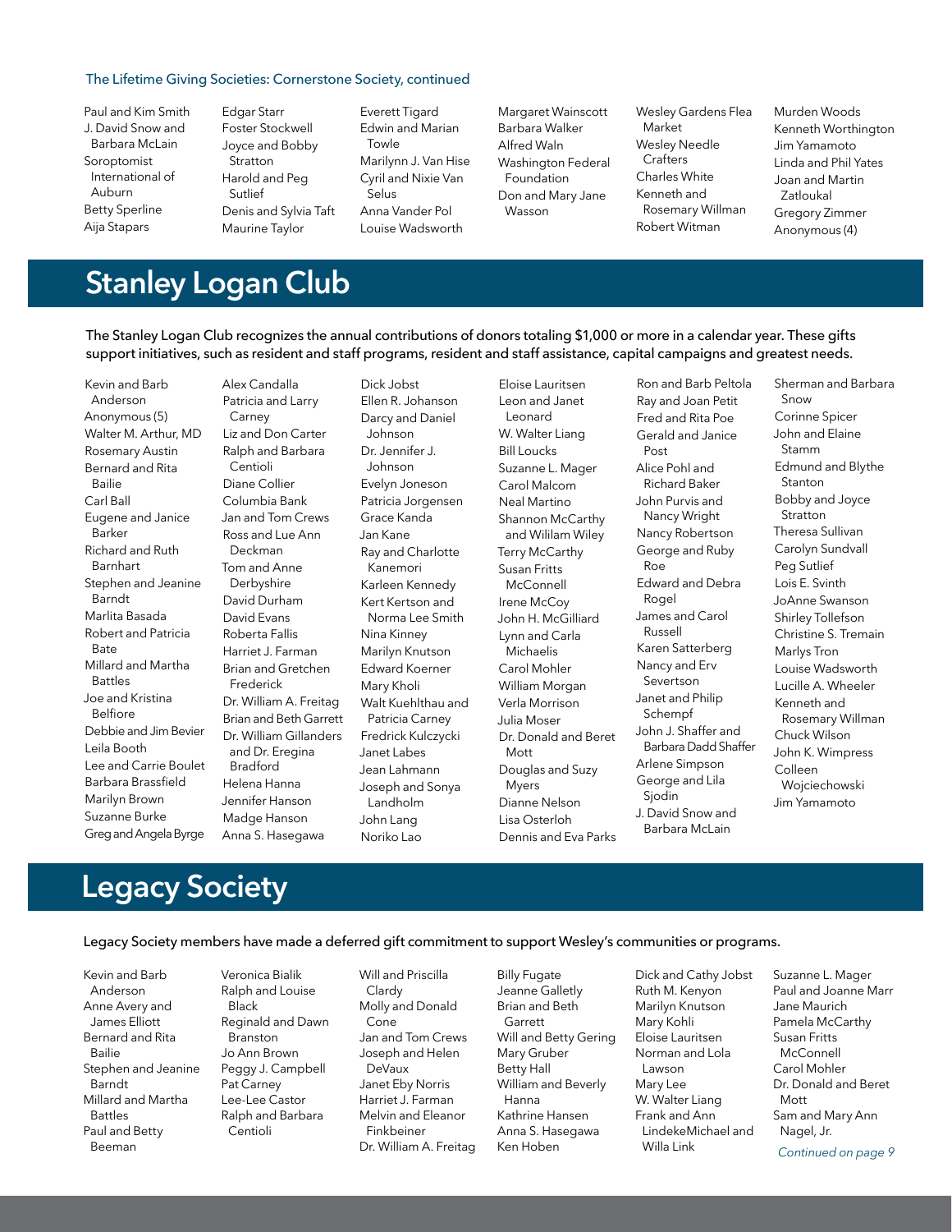The Lifetime Giving Societies: Cornerstone Society, continued

Paul and Kim Smith
J. David Snow and Barbara McLain
Soroptomist International of Auburn
Betty Sperline
Aija Stapars
Edgar Starr
Foster Stockwell
Joyce and Bobby Stratton
Harold and Peg Sutlief
Denis and Sylvia Taft
Maurine Taylor
Everett Tigard
Edwin and Marian Towle
Marilynn J. Van Hise
Cyril and Nixie Van Selus
Anna Vander Pol
Louise Wadsworth
Margaret Wainscott
Barbara Walker
Alfred Waln
Washington Federal Foundation
Don and Mary Jane Wasson
Wesley Gardens Flea Market
Wesley Needle Crafters
Charles White
Kenneth and Rosemary Willman
Robert Witman
Murden Woods
Kenneth Worthington
Jim Yamamoto
Linda and Phil Yates
Joan and Martin Zatloukal
Gregory Zimmer
Anonymous (4)

# Stanley Logan Club

The Stanley Logan Club recognizes the annual contributions of donors totaling $1,000 or more in a calendar year. These gifts support initiatives, such as resident and staff programs, resident and staff assistance, capital campaigns and greatest needs.

Kevin and Barb Anderson
Anonymous (5)
Walter M. Arthur, MD
Rosemary Austin
Bernard and Rita Bailie
Carl Ball
Eugene and Janice Barker
Richard and Ruth Barnhart
Stephen and Jeanine Barndt
Marlita Basada
Robert and Patricia Bate
Millard and Martha Battles
Joe and Kristina Belfiore
Debbie and Jim Bevier
Leila Booth
Lee and Carrie Boulet
Barbara Brassfield
Marilyn Brown
Suzanne Burke
Greg and Angela Byrge
Alex Candalla
Patricia and Larry Carney
Liz and Don Carter
Ralph and Barbara Centioli
Diane Collier
Columbia Bank
Jan and Tom Crews
Ross and Lue Ann Deckman
Tom and Anne Derbyshire
David Durham
David Evans
Roberta Fallis
Harriet J. Farman
Brian and Gretchen Frederick
Dr. William A. Freitag
Brian and Beth Garrett
Dr. William Gillanders and Dr. Eregina Bradford
Helena Hanna
Jennifer Hanson
Madge Hanson
Anna S. Hasegawa
Dick Jobst
Ellen R. Johanson
Darcy and Daniel Johnson
Dr. Jennifer J. Johnson
Evelyn Joneson
Patricia Jorgensen
Grace Kanda
Jan Kane
Ray and Charlotte Kanemori
Karleen Kennedy
Kert Kertson and Norma Lee Smith
Nina Kinney
Marilyn Knutson
Edward Koerner
Mary Kholi
Walt Kuehlthau and Patricia Carney
Fredrick Kulczycki
Janet Labes
Jean Lahmann
Joseph and Sonya Landholm
John Lang
Noriko Lao
Eloise Lauritsen
Leon and Janet Leonard
W. Walter Liang
Bill Loucks
Suzanne L. Mager
Carol Malcom
Neal Martino
Shannon McCarthy and Wililam Wiley
Terry McCarthy
Susan Fritts McConnell
Irene McCoy
John H. McGilliard
Lynn and Carla Michaelis
Carol Mohler
William Morgan
Verla Morrison
Julia Moser
Dr. Donald and Beret Mott
Douglas and Suzy Myers
Dianne Nelson
Lisa Osterloh
Dennis and Eva Parks
Ron and Barb Peltola
Ray and Joan Petit
Fred and Rita Poe
Gerald and Janice Post
Alice Pohl and Richard Baker
John Purvis and Nancy Wright
Nancy Robertson
George and Ruby Roe
Edward and Debra Rogel
James and Carol Russell
Karen Satterberg
Nancy and Erv Severtson
Janet and Philip Schempf
John J. Shaffer and Barbara Dadd Shaffer
Arlene Simpson
George and Lila Sjodin
J. David Snow and Barbara McLain
Sherman and Barbara Snow
Corinne Spicer
John and Elaine Stamm
Edmund and Blythe Stanton
Bobby and Joyce Stratton
Theresa Sullivan
Carolyn Sundvall
Peg Sutlief
Lois E. Svinth
JoAnne Swanson
Shirley Tollefson
Christine S. Tremain
Marlys Tron
Louise Wadsworth
Lucille A. Wheeler
Kenneth and Rosemary Willman
Chuck Wilson
John K. Wimpress
Colleen Wojciechowski
Jim Yamamoto

# Legacy Society

Legacy Society members have made a deferred gift commitment to support Wesley's communities or programs.

Kevin and Barb Anderson
Anne Avery and James Elliott
Bernard and Rita Bailie
Stephen and Jeanine Barndt
Millard and Martha Battles
Paul and Betty Beeman
Veronica Bialik
Ralph and Louise Black
Reginald and Dawn Branston
Jo Ann Brown
Peggy J. Campbell
Pat Carney
Lee-Lee Castor
Ralph and Barbara Centioli
Will and Priscilla Clardy
Molly and Donald Cone
Jan and Tom Crews
Joseph and Helen DeVaux
Janet Eby Norris
Harriet J. Farman
Melvin and Eleanor Finkbeiner
Dr. William A. Freitag
Billy Fugate
Jeanne Galletly
Brian and Beth Garrett
Will and Betty Gering
Mary Gruber
Betty Hall
William and Beverly Hanna
Kathrine Hansen
Anna S. Hasegawa
Ken Hoben
Dick and Cathy Jobst
Ruth M. Kenyon
Marilyn Knutson
Mary Kohli
Eloise Lauritsen
Norman and Lola Lawson
Mary Lee
W. Walter Liang
Frank and Ann LindekeMichael and Willa Link
Suzanne L. Mager
Paul and Joanne Marr
Jane Maurich
Pamela McCarthy
Susan Fritts McConnell
Carol Mohler
Dr. Donald and Beret Mott
Sam and Mary Ann Nagel, Jr.

*Continued on page 9*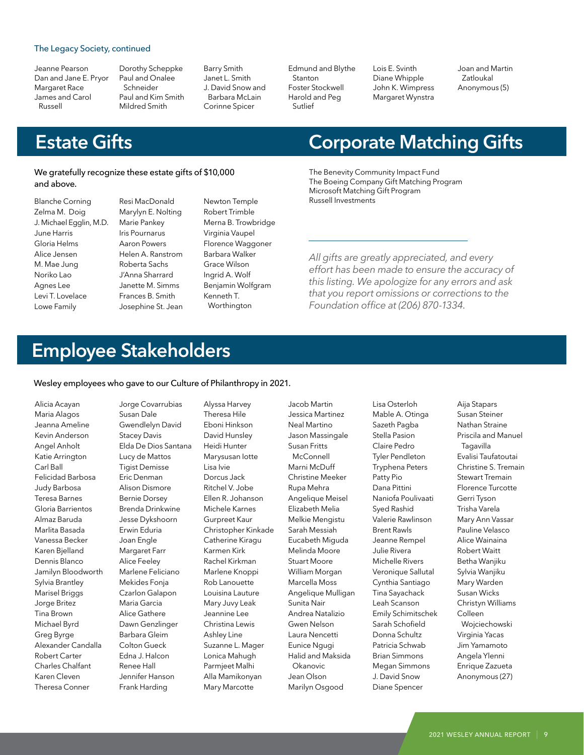The Legacy Society, continued

Jeanne Pearson
Dan and Jane E. Pryor
Margaret Race
James and Carol Russell
Dorothy Scheppke
Paul and Onalee Schneider
Paul and Kim Smith
Mildred Smith
Barry Smith
Janet L. Smith
J. David Snow and Barbara McLain
Corinne Spicer
Edmund and Blythe Stanton
Foster Stockwell
Harold and Peg Sutlief
Lois E. Svinth
Diane Whipple
John K. Wimpress
Margaret Wynstra
Joan and Martin Zatloukal
Anonymous (5)

# Estate Gifts

We gratefully recognize these estate gifts of $10,000 and above.

Blanche Corning
Zelma M. Doig
J. Michael Egglin, M.D.
June Harris
Gloria Helms
Alice Jensen
M. Mae Jung
Noriko Lao
Agnes Lee
Levi T. Lovelace
Lowe Family
Resi MacDonald
Marylyn E. Nolting
Marie Pankey
Iris Pournarus
Aaron Powers
Helen A. Ranstrom
Roberta Sachs
J'Anna Sharrard
Janette M. Simms
Frances B. Smith
Josephine St. Jean
Newton Temple
Robert Trimble
Merna B. Trowbridge
Virginia Vaupel
Florence Waggoner
Barbara Walker
Grace Wilson
Ingrid A. Wolf
Benjamin Wolfgram
Kenneth T. Worthington

# Corporate Matching Gifts

The Benevity Community Impact Fund
The Boeing Company Gift Matching Program
Microsoft Matching Gift Program
Russell Investments

*All gifts are greatly appreciated, and every effort has been made to ensure the accuracy of this listing. We apologize for any errors and ask that you report omissions or corrections to the Foundation office at (206) 870-1334.*

# Employee Stakeholders

Wesley employees who gave to our Culture of Philanthropy in 2021.

Alicia Acayan
Maria Alagos
Jeanna Ameline
Kevin Anderson
Angel Anholt
Katie Arrington
Carl Ball
Felicidad Barbosa
Judy Barbosa
Teresa Barnes
Gloria Barrientos
Almaz Baruda
Marlita Basada
Vanessa Becker
Karen Bjelland
Dennis Blanco
Jamilyn Bloodworth
Sylvia Brantley
Marisel Briggs
Jorge Britez
Tina Brown
Michael Byrd
Greg Byrge
Alexander Candalla
Robert Carter
Charles Chalfant
Karen Cleven
Theresa Conner
Jorge Covarrubias
Susan Dale
Gwendlelyn David
Stacey Davis
Elda De Dios Santana
Lucy de Mattos
Tigist Demisse
Eric Denman
Alison Dismore
Bernie Dorsey
Brenda Drinkwine
Jesse Dykshoorn
Erwin Eduria
Joan Engle
Margaret Farr
Alice Feeley
Marlene Feliciano
Mekides Fonja
Czarlon Galapon
Maria Garcia
Alice Gathere
Dawn Genzlinger
Barbara Gleim
Colton Gueck
Edna J. Halcon
Renee Hall
Jennifer Hanson
Frank Harding
Alyssa Harvey
Theresa Hile
Eboni Hinkson
David Hunsley
Heidi Hunter
Marysusan Iotte
Lisa Ivie
Dorcus Jack
Ritchel V. Jobe
Ellen R. Johanson
Michele Karnes
Gurpreet Kaur
Christopher Kinkade
Catherine Kiragu
Karmen Kirk
Rachel Kirkman
Marlene Knoppi
Rob Lanouette
Louisina Lauture
Mary Juvy Leak
Jeannine Lee
Christina Lewis
Ashley Line
Suzanne L. Mager
Lonica Mahugh
Parmjeet Malhi
Alla Mamikonyan
Mary Marcotte
Jacob Martin
Jessica Martinez
Neal Martino
Jason Massingale
Susan Fritts McConnell
Marni McDuff
Christine Meeker
Rupa Mehra
Angelique Meisel
Elizabeth Melia
Melkie Mengistu
Sarah Messiah
Eucabeth Miguda
Melinda Moore
Stuart Moore
William Morgan
Marcella Moss
Angelique Mulligan
Sunita Nair
Andrea Natalizio
Gwen Nelson
Laura Nencetti
Eunice Ngugi
Halid and Maksida Okanovic
Jean Olson
Marilyn Osgood
Lisa Osterloh
Mable A. Otinga
Sazeth Pagba
Stella Pasion
Claire Pedro
Tyler Pendleton
Tryphena Peters
Patty Pio
Dana Pittini
Naniofa Poulivaati
Syed Rashid
Valerie Rawlinson
Brent Rawls
Jeanne Rempel
Julie Rivera
Michelle Rivers
Veronique Sallutal
Cynthia Santiago
Tina Sayachack
Leah Scanson
Emily Schimitschek
Sarah Schofield
Donna Schultz
Patricia Schwab
Brian Simmons
Megan Simmons
J. David Snow
Diane Spencer
Aija Stapars
Susan Steiner
Nathan Straine
Priscila and Manuel Tagavilla
Evalisi Taufatoutai
Christine S. Tremain
Stewart Tremain
Florence Turcotte
Gerri Tyson
Trisha Varela
Mary Ann Vassar
Pauline Velasco
Alice Wainaina
Robert Waitt
Betha Wanjiku
Sylvia Wanjiku
Mary Warden
Susan Wicks
Christyn Williams
Colleen Wojciechowski
Virginia Yacas
Jim Yamamoto
Angela Ylenni
Enrique Zazueta
Anonymous (27)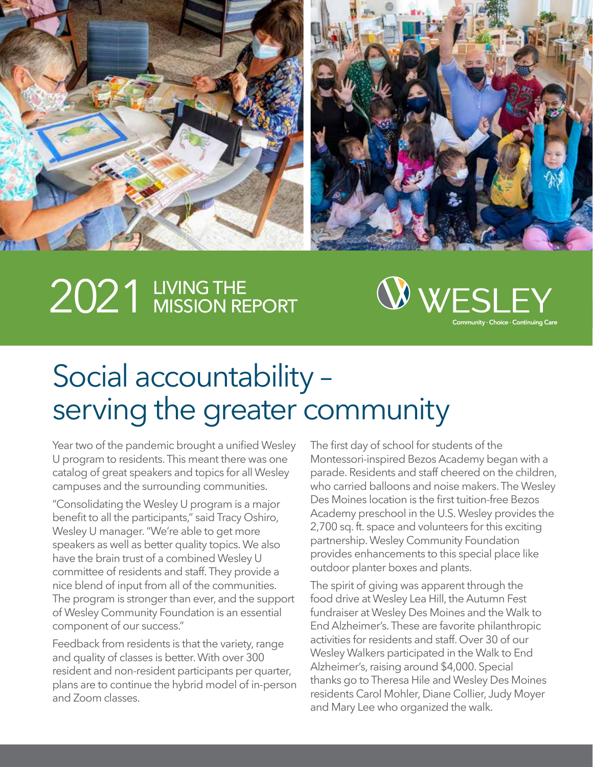# 2021 LIVING THE MISSION REPORT

WESLEY

Community · Choice · Continuing Care

## Social accountability – serving the greater community

Year two of the pandemic brought a unified Wesley U program to residents. This meant there was one catalog of great speakers and topics for all Wesley campuses and the surrounding communities.

"Consolidating the Wesley U program is a major benefit to all the participants," said Tracy Oshiro, Wesley U manager. "We're able to get more speakers as well as better quality topics. We also have the brain trust of a combined Wesley U committee of residents and staff. They provide a nice blend of input from all of the communities. The program is stronger than ever, and the support of Wesley Community Foundation is an essential component of our success."

Feedback from residents is that the variety, range and quality of classes is better. With over 300 resident and non-resident participants per quarter, plans are to continue the hybrid model of in-person and Zoom classes.

The first day of school for students of the Montessori-inspired Bezos Academy began with a parade. Residents and staff cheered on the children, who carried balloons and noise makers. The Wesley Des Moines location is the first tuition-free Bezos Academy preschool in the U.S. Wesley provides the 2,700 sq. ft. space and volunteers for this exciting partnership. Wesley Community Foundation provides enhancements to this special place like outdoor planter boxes and plants.

The spirit of giving was apparent through the food drive at Wesley Lea Hill, the Autumn Fest fundraiser at Wesley Des Moines and the Walk to End Alzheimer's. These are favorite philanthropic activities for residents and staff. Over 30 of our Wesley Walkers participated in the Walk to End Alzheimer's, raising around $4,000. Special thanks go to Theresa Hile and Wesley Des Moines residents Carol Mohler, Diane Collier, Judy Moyer and Mary Lee who organized the walk.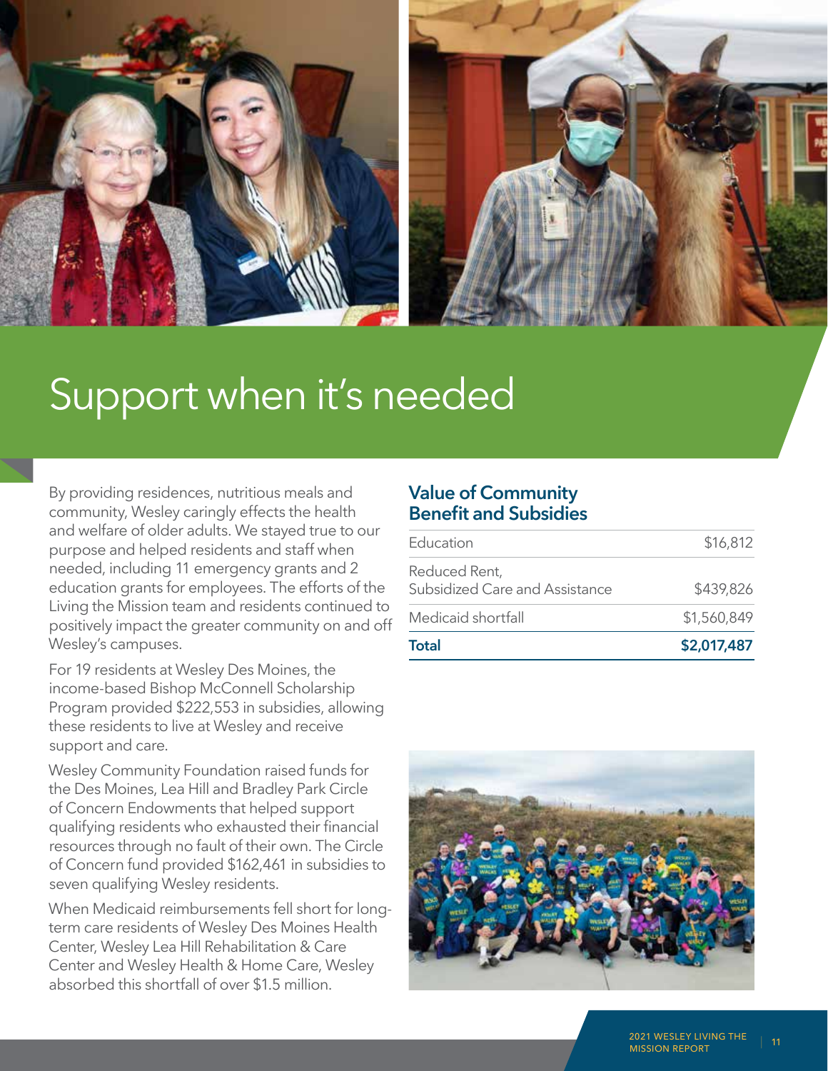# Support when it's needed

By providing residences, nutritious meals and community, Wesley caringly effects the health and welfare of older adults. We stayed true to our purpose and helped residents and staff when needed, including 11 emergency grants and 2 education grants for employees. The efforts of the Living the Mission team and residents continued to positively impact the greater community on and off Wesley's campuses.

For 19 residents at Wesley Des Moines, the income-based Bishop McConnell Scholarship Program provided $222,553 in subsidies, allowing these residents to live at Wesley and receive support and care.

Wesley Community Foundation raised funds for the Des Moines, Lea Hill and Bradley Park Circle of Concern Endowments that helped support qualifying residents who exhausted their financial resources through no fault of their own. The Circle of Concern fund provided $162,461 in subsidies to seven qualifying Wesley residents.

When Medicaid reimbursements fell short for long-term care residents of Wesley Des Moines Health Center, Wesley Lea Hill Rehabilitation & Care Center and Wesley Health & Home Care, Wesley absorbed this shortfall of over $1.5 million.

## Value of Community Benefit and Subsidies

| | |
|---|---|
| Education | $16,812 |
| Reduced Rent, Subsidized Care and Assistance | $439,826 |
| Medicaid shortfall | $1,560,849 |
| **Total** | **$2,017,487** |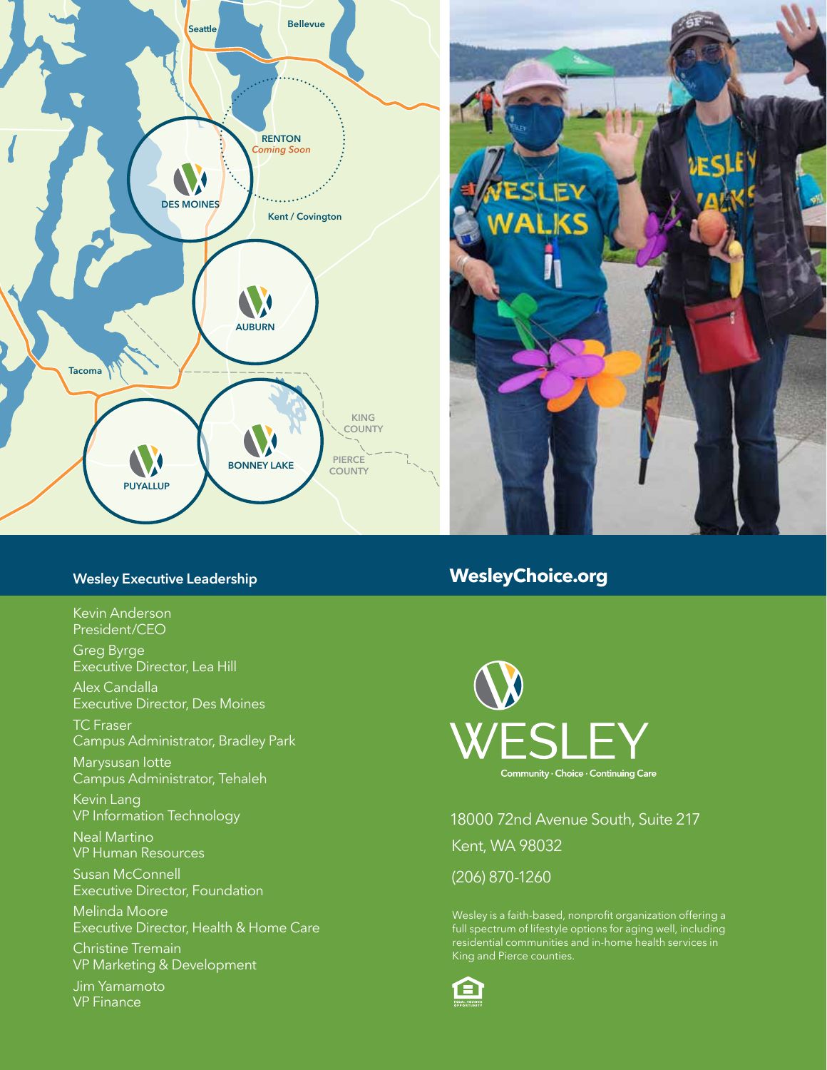Seattle

Bellevue

RENTON
*Coming Soon*

DES MOINES

Kent / Covington

AUBURN

Tacoma

KING COUNTY

PIERCE COUNTY

BONNEY LAKE

PUYALLUP

### Wesley Executive Leadership

Kevin Anderson
President/CEO

Greg Byrge
Executive Director, Lea Hill

Alex Candalla
Executive Director, Des Moines

TC Fraser
Campus Administrator, Bradley Park

Marysusan Iotte
Campus Administrator, Tehaleh

Kevin Lang
VP Information Technology

Neal Martino
VP Human Resources

Susan McConnell
Executive Director, Foundation

Melinda Moore
Executive Director, Health & Home Care

Christine Tremain
VP Marketing & Development

Jim Yamamoto
VP Finance

## WesleyChoice.org

WESLEY
Community · Choice · Continuing Care

18000 72nd Avenue South, Suite 217
Kent, WA 98032

(206) 870-1260

Wesley is a faith-based, nonprofit organization offering a full spectrum of lifestyle options for aging well, including residential communities and in-home health services in King and Pierce counties.

EQUAL HOUSING OPPORTUNITY